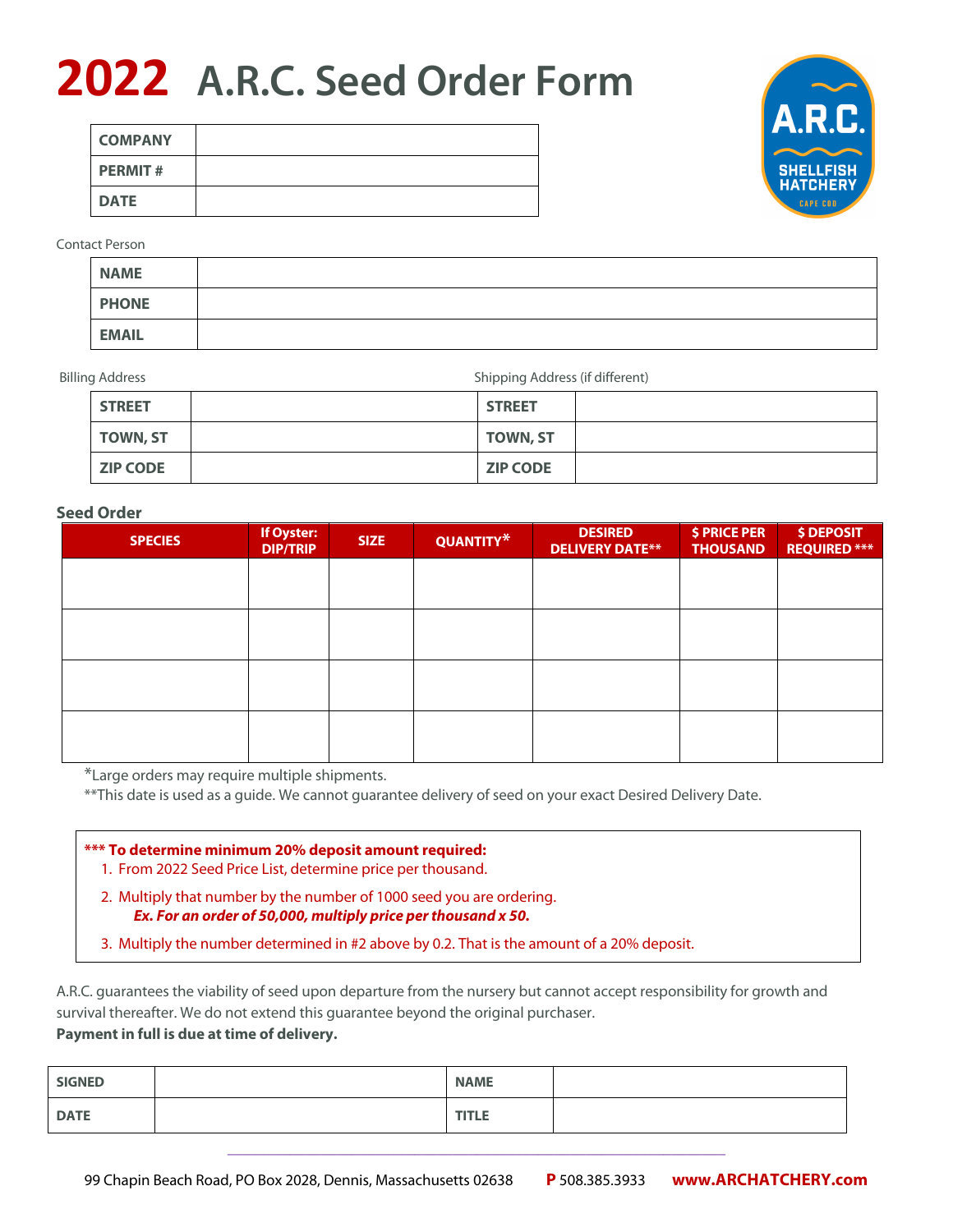# 2022 A.R.C. Seed Order Form

| COMPANY | |
|---|---|
| PERMIT # | |
| DATE | |

Contact Person

| NAME | |
|---|---|
| PHONE | |
| EMAIL | |

Billing Address / Shipping Address (if different)

| STREET | | STREET | |
|---|---|---|---|
| TOWN, ST | | TOWN, ST | |
| ZIP CODE | | ZIP CODE | |

**Seed Order**

| SPECIES | If Oyster: DIP/TRIP | SIZE | QUANTITY* | DESIRED DELIVERY DATE** | $ PRICE PER THOUSAND | $ DEPOSIT REQUIRED *** |
|---|---|---|---|---|---|---|
| | | | | | | |
| | | | | | | |
| | | | | | | |
| | | | | | | |

*Large orders may require multiple shipments.

**This date is used as a guide. We cannot guarantee delivery of seed on your exact Desired Delivery Date.

**\*\*\* To determine minimum 20% deposit amount required:**

1. From 2022 Seed Price List, determine price per thousand.
2. Multiply that number by the number of 1000 seed you are ordering.
   ***Ex. For an order of 50,000, multiply price per thousand x 50.***
3. Multiply the number determined in #2 above by 0.2. That is the amount of a 20% deposit.

A.R.C. guarantees the viability of seed upon departure from the nursery but cannot accept responsibility for growth and survival thereafter. We do not extend this guarantee beyond the original purchaser.
**Payment in full is due at time of delivery.**

| SIGNED | | NAME | |
|---|---|---|---|
| DATE | | TITLE | |

99 Chapin Beach Road, PO Box 2028, Dennis, Massachusetts 02638 **P** 508.385.3933 **www.ARCHATCHERY.com**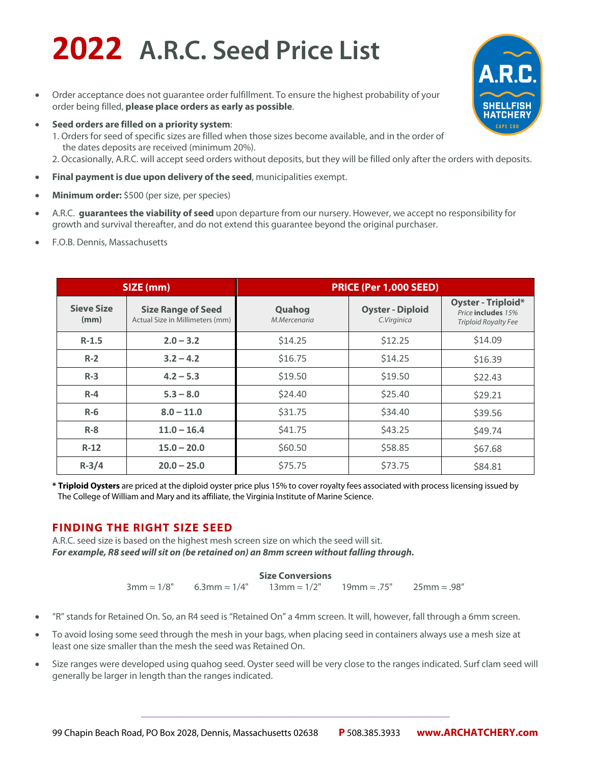# 2022 A.R.C. Seed Price List

- Order acceptance does not guarantee order fulfillment. To ensure the highest probability of your order being filled, **please place orders as early as possible**.
- **Seed orders are filled on a priority system**:
  1. Orders for seed of specific sizes are filled when those sizes become available, and in the order of the dates deposits are received (minimum 20%).
  2. Occasionally, A.R.C. will accept seed orders without deposits, but they will be filled only after the orders with deposits.
- **Final payment is due upon delivery of the seed**, municipalities exempt.
- **Minimum order:** $500 (per size, per species)
- A.R.C. **guarantees the viability of seed** upon departure from our nursery. However, we accept no responsibility for growth and survival thereafter, and do not extend this guarantee beyond the original purchaser.
- F.O.B. Dennis, Massachusetts

| SIZE (mm) | | PRICE (Per 1,000 SEED) | | |
|---|---|---|---|---|
| **Sieve Size (mm)** | **Size Range of Seed** Actual Size in Millimeters (mm) | **Quahog** *M.Mercenaria* | **Oyster - Diploid** *C.Virginica* | **Oyster - Triploid*** *Price* **includes** *15% Triploid Royalty Fee* |
| **R-1.5** | **2.0 – 3.2** | $14.25 | $12.25 | $14.09 |
| **R-2** | **3.2 – 4.2** | $16.75 | $14.25 | $16.39 |
| **R-3** | **4.2 – 5.3** | $19.50 | $19.50 | $22.43 |
| **R-4** | **5.3 – 8.0** | $24.40 | $25.40 | $29.21 |
| **R-6** | **8.0 – 11.0** | $31.75 | $34.40 | $39.56 |
| **R-8** | **11.0 – 16.4** | $41.75 | $43.25 | $49.74 |
| **R-12** | **15.0 – 20.0** | $60.50 | $58.85 | $67.68 |
| **R-3/4** | **20.0 – 25.0** | $75.75 | $73.75 | $84.81 |

**\* Triploid Oysters** are priced at the diploid oyster price plus 15% to cover royalty fees associated with process licensing issued by The College of William and Mary and its affiliate, the Virginia Institute of Marine Science.

## FINDING THE RIGHT SIZE SEED

A.R.C. seed size is based on the highest mesh screen size on which the seed will sit.
***For example, R8 seed will sit on (be retained on) an 8mm screen without falling through.***

**Size Conversions**

3mm ≈ 1/8"     6.3mm ≈ 1/4"     13mm ≈ 1/2"     19mm ≈ .75"     25mm ≈ .98"

- "R" stands for Retained On. So, an R4 seed is "Retained On" a 4mm screen. It will, however, fall through a 6mm screen.
- To avoid losing some seed through the mesh in your bags, when placing seed in containers always use a mesh size at least one size smaller than the mesh the seed was Retained On.
- Size ranges were developed using quahog seed. Oyster seed will be very close to the ranges indicated. Surf clam seed will generally be larger in length than the ranges indicated.

99 Chapin Beach Road, PO Box 2028, Dennis, Massachusetts 02638     **P** 508.385.3933     **www.ARCHATCHERY.com**